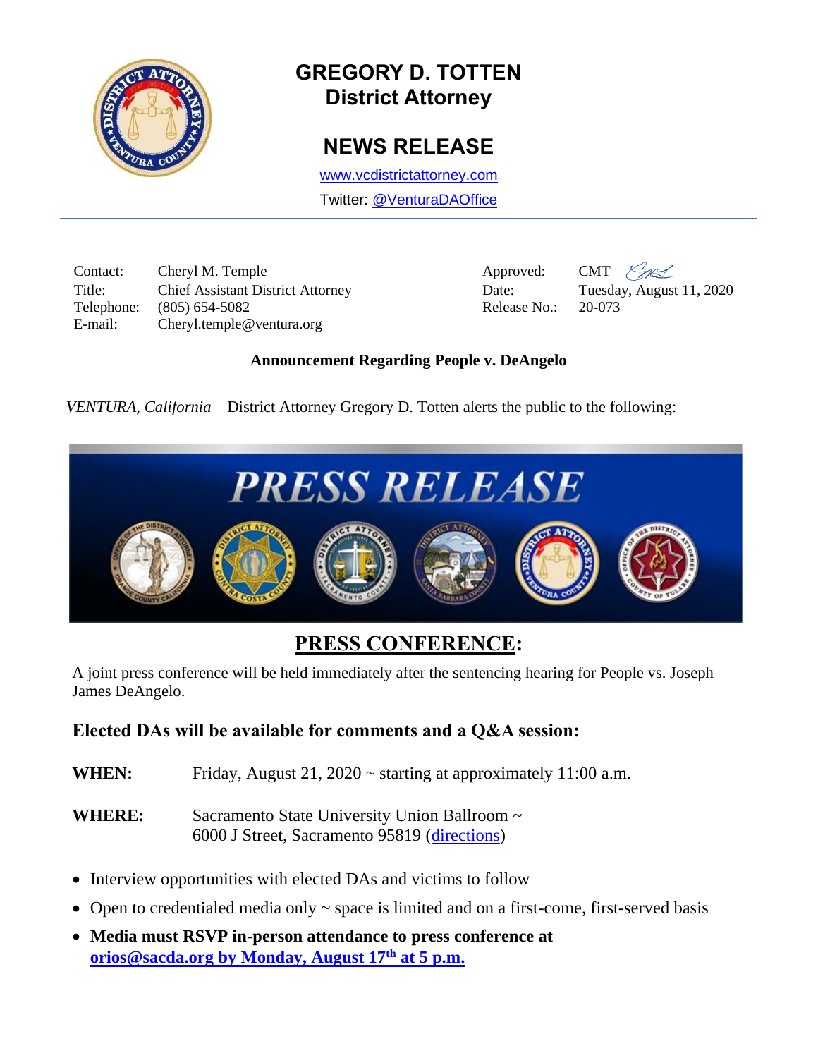# GREGORY D. TOTTEN
## District Attorney

## NEWS RELEASE

[www.vcdistrictattorney.com](http://www.vcdistrictattorney.com)

Twitter: [@VenturaDAOffice](https://twitter.com/VenturaDAOffice)

---

| | | | |
|---|---|---|---|
| Contact: | Cheryl M. Temple | Approved: | CMT |
| Title: | Chief Assistant District Attorney | Date: | Tuesday, August 11, 2020 |
| Telephone: | (805) 654-5082 | Release No.: | 20-073 |
| E-mail: | Cheryl.temple@ventura.org | | |

**Announcement Regarding People v. DeAngelo**

*VENTURA, California* – District Attorney Gregory D. Totten alerts the public to the following:

**PRESS RELEASE**

## PRESS CONFERENCE:

A joint press conference will be held immediately after the sentencing hearing for People vs. Joseph James DeAngelo.

### Elected DAs will be available for comments and a Q&A session:

**WHEN:** Friday, August 21, 2020 ~ starting at approximately 11:00 a.m.

**WHERE:** Sacramento State University Union Ballroom ~ 6000 J Street, Sacramento 95819 (directions)

- Interview opportunities with elected DAs and victims to follow
- Open to credentialed media only ~ space is limited and on a first-come, first-served basis
- **Media must RSVP in-person attendance to press conference at orios@sacda.org by Monday, August 17th at 5 p.m.**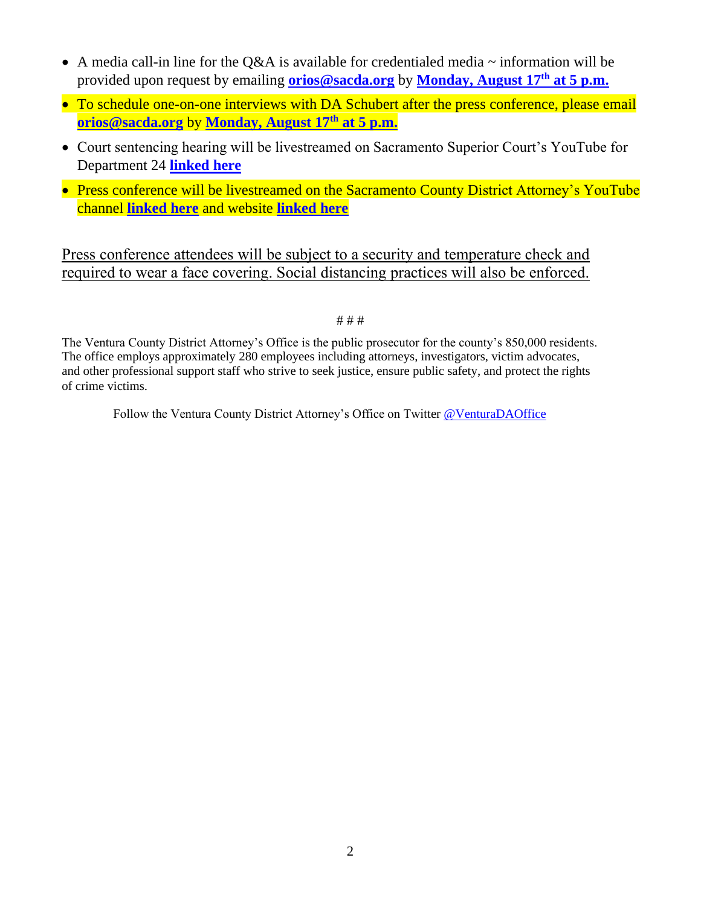- A media call-in line for the Q&A is available for credentialed media ~ information will be provided upon request by emailing **orios@sacda.org** by **Monday, August 17th at 5 p.m.**
- To schedule one-on-one interviews with DA Schubert after the press conference, please email **orios@sacda.org** by **Monday, August 17th at 5 p.m.**
- Court sentencing hearing will be livestreamed on Sacramento Superior Court's YouTube for Department 24 **linked here**
- Press conference will be livestreamed on the Sacramento County District Attorney's YouTube channel **linked here** and website **linked here**

Press conference attendees will be subject to a security and temperature check and required to wear a face covering. Social distancing practices will also be enforced.

# # #

The Ventura County District Attorney's Office is the public prosecutor for the county's 850,000 residents. The office employs approximately 280 employees including attorneys, investigators, victim advocates, and other professional support staff who strive to seek justice, ensure public safety, and protect the rights of crime victims.

Follow the Ventura County District Attorney's Office on Twitter @VenturaDAOffice